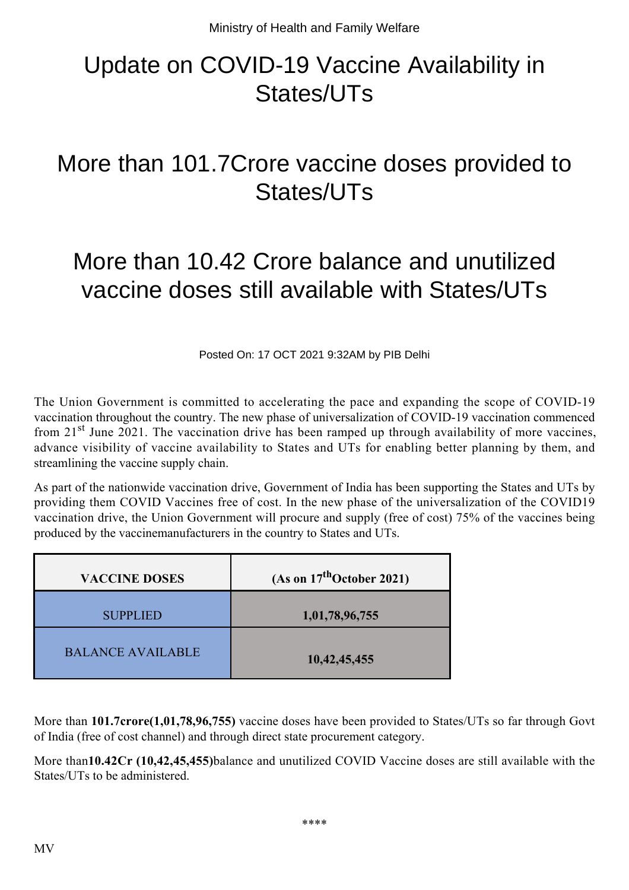Ministry of Health and Family Welfare

# Update on COVID-19 Vaccine Availability in States/UTs

## More than 101.7Crore vaccine doses provided to States/UTs

## More than 10.42 Crore balance and unutilized vaccine doses still available with States/UTs

Posted On: 17 OCT 2021 9:32AM by PIB Delhi

The Union Government is committed to accelerating the pace and expanding the scope of COVID-19 vaccination throughout the country. The new phase of universalization of COVID-19 vaccination commenced from 21st June 2021. The vaccination drive has been ramped up through availability of more vaccines, advance visibility of vaccine availability to States and UTs for enabling better planning by them, and streamlining the vaccine supply chain.

As part of the nationwide vaccination drive, Government of India has been supporting the States and UTs by providing them COVID Vaccines free of cost. In the new phase of the universalization of the COVID19 vaccination drive, the Union Government will procure and supply (free of cost) 75% of the vaccines being produced by the vaccinemanufacturers in the country to States and UTs.

| VACCINE DOSES | (As on 17thOctober 2021) |
|---|---|
| SUPPLIED | **1,01,78,96,755** |
| BALANCE AVAILABLE | **10,42,45,455** |

More than **101.7crore(1,01,78,96,755)** vaccine doses have been provided to States/UTs so far through Govt of India (free of cost channel) and through direct state procurement category.

More than**10.42Cr (10,42,45,455)**balance and unutilized COVID Vaccine doses are still available with the States/UTs to be administered.

****

MV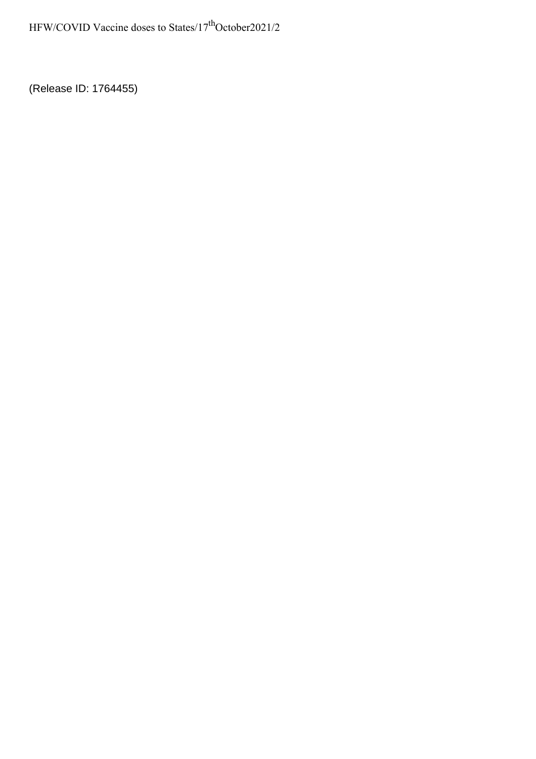HFW/COVID Vaccine doses to States/17th October2021/2

(Release ID: 1764455)